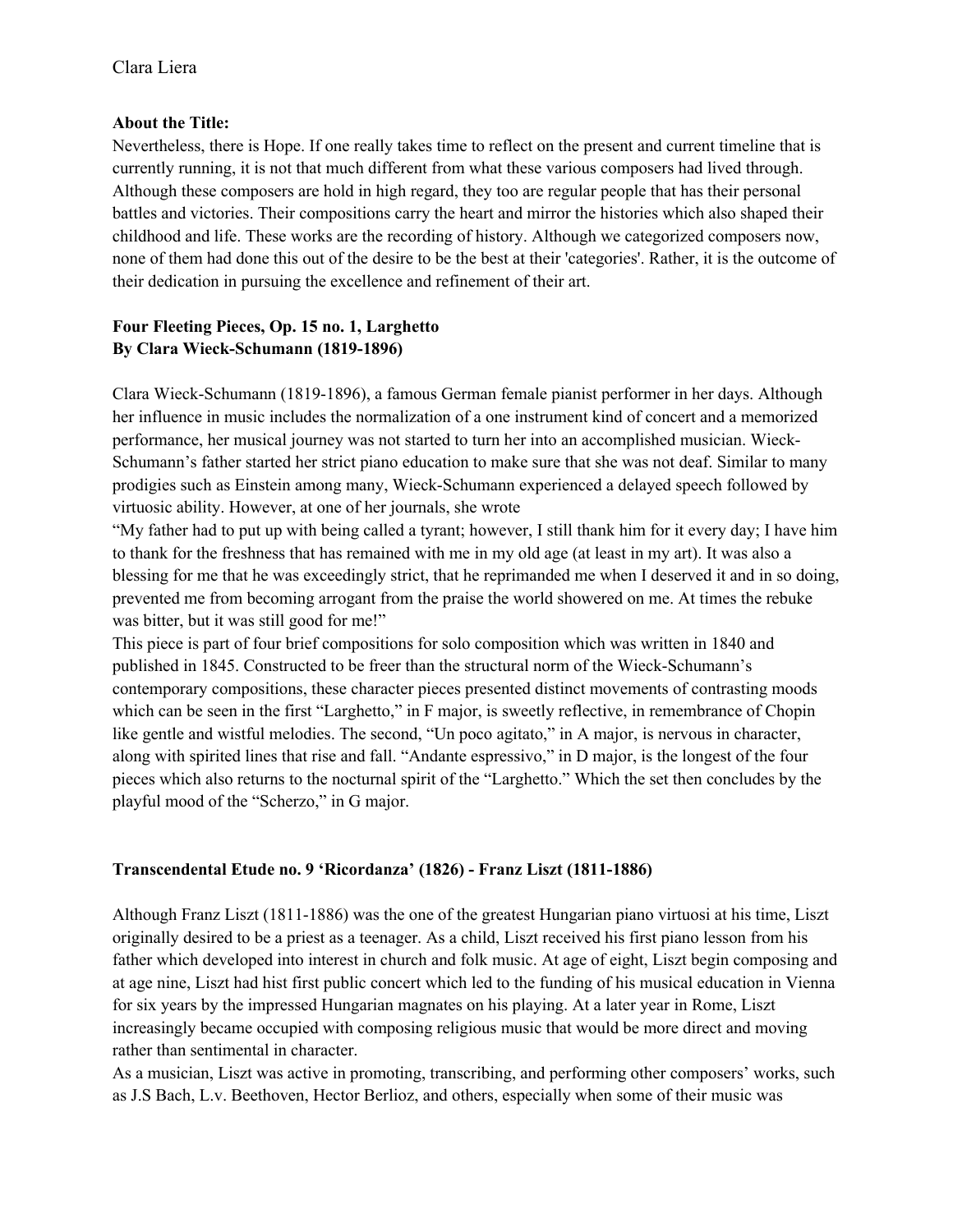Clara Liera

**About the Title:**

Nevertheless, there is Hope. If one really takes time to reflect on the present and current timeline that is currently running, it is not that much different from what these various composers had lived through. Although these composers are hold in high regard, they too are regular people that has their personal battles and victories. Their compositions carry the heart and mirror the histories which also shaped their childhood and life. These works are the recording of history. Although we categorized composers now, none of them had done this out of the desire to be the best at their 'categories'. Rather, it is the outcome of their dedication in pursuing the excellence and refinement of their art.

**Four Fleeting Pieces, Op. 15 no. 1, Larghetto**
**By Clara Wieck-Schumann (1819-1896)**

Clara Wieck-Schumann (1819-1896), a famous German female pianist performer in her days. Although her influence in music includes the normalization of a one instrument kind of concert and a memorized performance, her musical journey was not started to turn her into an accomplished musician. Wieck-Schumann's father started her strict piano education to make sure that she was not deaf. Similar to many prodigies such as Einstein among many, Wieck-Schumann experienced a delayed speech followed by virtuosic ability. However, at one of her journals, she wrote

"My father had to put up with being called a tyrant; however, I still thank him for it every day; I have him to thank for the freshness that has remained with me in my old age (at least in my art). It was also a blessing for me that he was exceedingly strict, that he reprimanded me when I deserved it and in so doing, prevented me from becoming arrogant from the praise the world showered on me. At times the rebuke was bitter, but it was still good for me!"

This piece is part of four brief compositions for solo composition which was written in 1840 and published in 1845. Constructed to be freer than the structural norm of the Wieck-Schumann's contemporary compositions, these character pieces presented distinct movements of contrasting moods which can be seen in the first "Larghetto," in F major, is sweetly reflective, in remembrance of Chopin like gentle and wistful melodies. The second, "Un poco agitato," in A major, is nervous in character, along with spirited lines that rise and fall. "Andante espressivo," in D major, is the longest of the four pieces which also returns to the nocturnal spirit of the "Larghetto." Which the set then concludes by the playful mood of the "Scherzo," in G major.

**Transcendental Etude no. 9 'Ricordanza' (1826) - Franz Liszt (1811-1886)**

Although Franz Liszt (1811-1886) was the one of the greatest Hungarian piano virtuosi at his time, Liszt originally desired to be a priest as a teenager. As a child, Liszt received his first piano lesson from his father which developed into interest in church and folk music. At age of eight, Liszt begin composing and at age nine, Liszt had hist first public concert which led to the funding of his musical education in Vienna for six years by the impressed Hungarian magnates on his playing. At a later year in Rome, Liszt increasingly became occupied with composing religious music that would be more direct and moving rather than sentimental in character.

As a musician, Liszt was active in promoting, transcribing, and performing other composers' works, such as J.S Bach, L.v. Beethoven, Hector Berlioz, and others, especially when some of their music was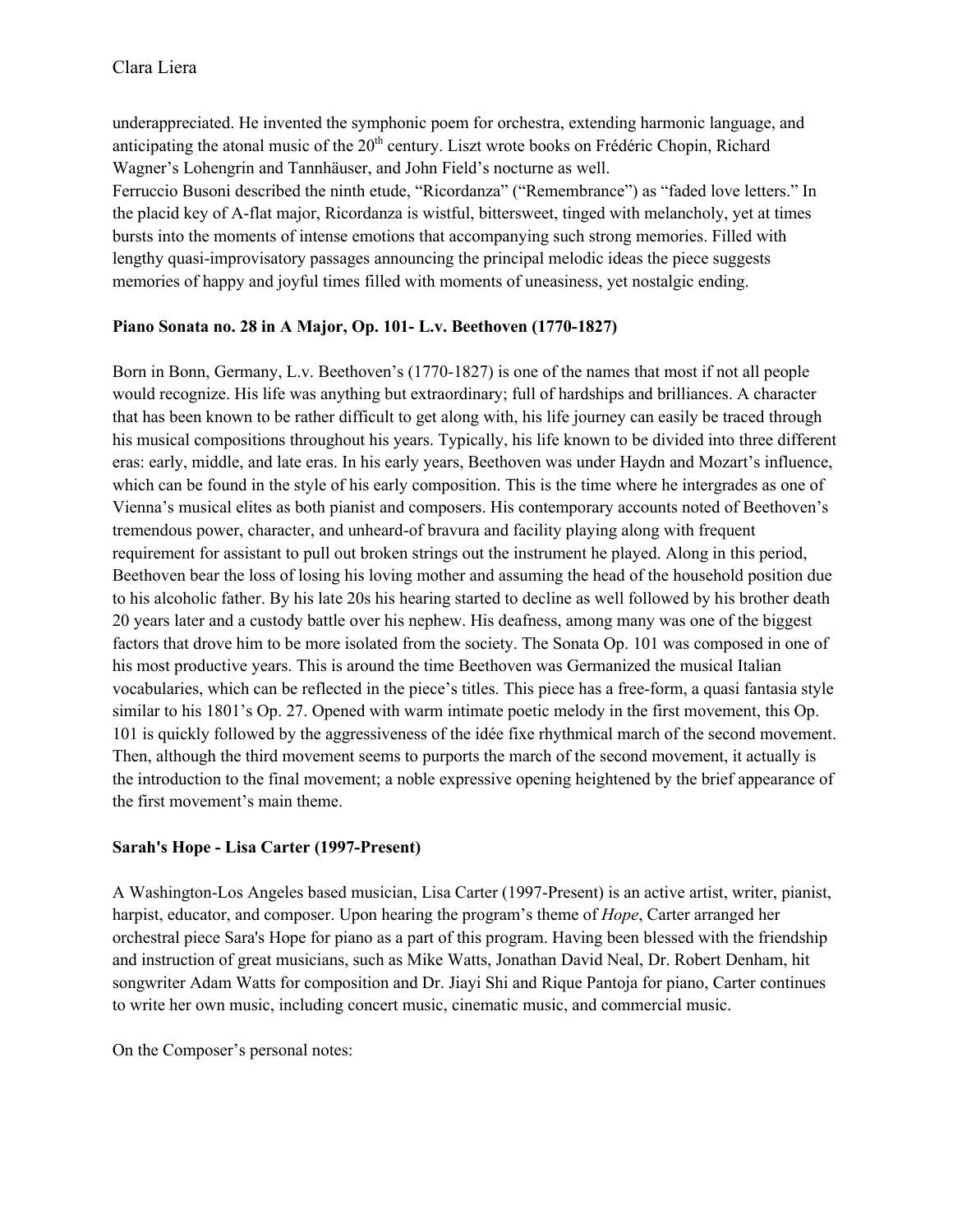underappreciated. He invented the symphonic poem for orchestra, extending harmonic language, and anticipating the atonal music of the 20th century. Liszt wrote books on Frédéric Chopin, Richard Wagner's Lohengrin and Tannhäuser, and John Field's nocturne as well.
Ferruccio Busoni described the ninth etude, "Ricordanza" ("Remembrance") as "faded love letters." In the placid key of A-flat major, Ricordanza is wistful, bittersweet, tinged with melancholy, yet at times bursts into the moments of intense emotions that accompanying such strong memories. Filled with lengthy quasi-improvisatory passages announcing the principal melodic ideas the piece suggests memories of happy and joyful times filled with moments of uneasiness, yet nostalgic ending.

**Piano Sonata no. 28 in A Major, Op. 101- L.v. Beethoven (1770-1827)**

Born in Bonn, Germany, L.v. Beethoven's (1770-1827) is one of the names that most if not all people would recognize. His life was anything but extraordinary; full of hardships and brilliances. A character that has been known to be rather difficult to get along with, his life journey can easily be traced through his musical compositions throughout his years. Typically, his life known to be divided into three different eras: early, middle, and late eras. In his early years, Beethoven was under Haydn and Mozart's influence, which can be found in the style of his early composition. This is the time where he intergrades as one of Vienna's musical elites as both pianist and composers. His contemporary accounts noted of Beethoven's tremendous power, character, and unheard-of bravura and facility playing along with frequent requirement for assistant to pull out broken strings out the instrument he played. Along in this period, Beethoven bear the loss of losing his loving mother and assuming the head of the household position due to his alcoholic father. By his late 20s his hearing started to decline as well followed by his brother death 20 years later and a custody battle over his nephew. His deafness, among many was one of the biggest factors that drove him to be more isolated from the society. The Sonata Op. 101 was composed in one of his most productive years. This is around the time Beethoven was Germanized the musical Italian vocabularies, which can be reflected in the piece's titles. This piece has a free-form, a quasi fantasia style similar to his 1801's Op. 27. Opened with warm intimate poetic melody in the first movement, this Op. 101 is quickly followed by the aggressiveness of the idée fixe rhythmical march of the second movement. Then, although the third movement seems to purports the march of the second movement, it actually is the introduction to the final movement; a noble expressive opening heightened by the brief appearance of the first movement's main theme.

**Sarah's Hope - Lisa Carter (1997-Present)**

A Washington-Los Angeles based musician, Lisa Carter (1997-Present) is an active artist, writer, pianist, harpist, educator, and composer. Upon hearing the program's theme of *Hope*, Carter arranged her orchestral piece Sara's Hope for piano as a part of this program. Having been blessed with the friendship and instruction of great musicians, such as Mike Watts, Jonathan David Neal, Dr. Robert Denham, hit songwriter Adam Watts for composition and Dr. Jiayi Shi and Rique Pantoja for piano, Carter continues to write her own music, including concert music, cinematic music, and commercial music.

On the Composer's personal notes: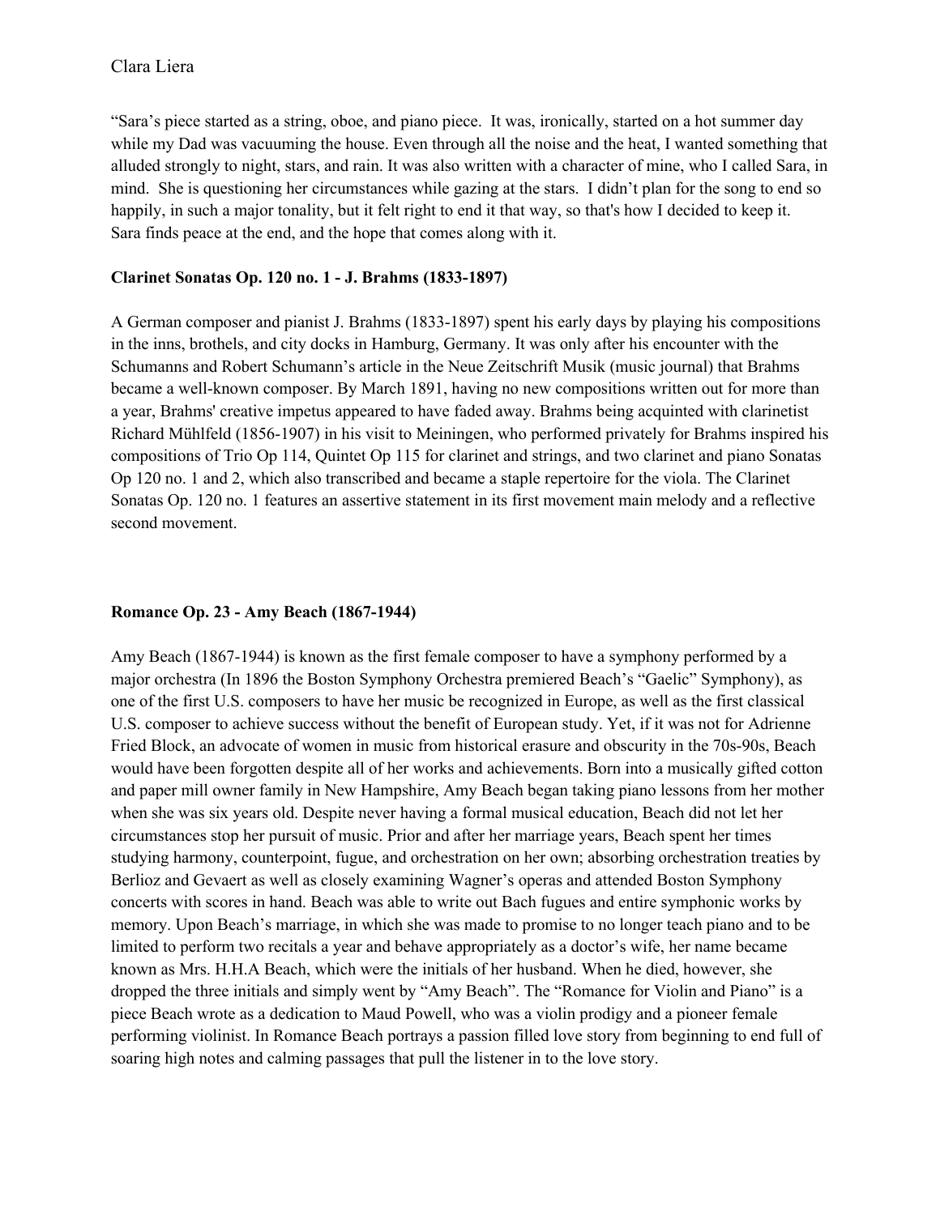"Sara's piece started as a string, oboe, and piano piece. It was, ironically, started on a hot summer day while my Dad was vacuuming the house. Even through all the noise and the heat, I wanted something that alluded strongly to night, stars, and rain. It was also written with a character of mine, who I called Sara, in mind. She is questioning her circumstances while gazing at the stars. I didn't plan for the song to end so happily, in such a major tonality, but it felt right to end it that way, so that's how I decided to keep it. Sara finds peace at the end, and the hope that comes along with it.

**Clarinet Sonatas Op. 120 no. 1 - J. Brahms (1833-1897)**

A German composer and pianist J. Brahms (1833-1897) spent his early days by playing his compositions in the inns, brothels, and city docks in Hamburg, Germany. It was only after his encounter with the Schumanns and Robert Schumann's article in the Neue Zeitschrift Musik (music journal) that Brahms became a well-known composer. By March 1891, having no new compositions written out for more than a year, Brahms' creative impetus appeared to have faded away. Brahms being acquinted with clarinetist Richard Mühlfeld (1856-1907) in his visit to Meiningen, who performed privately for Brahms inspired his compositions of Trio Op 114, Quintet Op 115 for clarinet and strings, and two clarinet and piano Sonatas Op 120 no. 1 and 2, which also transcribed and became a staple repertoire for the viola. The Clarinet Sonatas Op. 120 no. 1 features an assertive statement in its first movement main melody and a reflective second movement.

**Romance Op. 23 - Amy Beach (1867-1944)**

Amy Beach (1867-1944) is known as the first female composer to have a symphony performed by a major orchestra (In 1896 the Boston Symphony Orchestra premiered Beach's "Gaelic" Symphony), as one of the first U.S. composers to have her music be recognized in Europe, as well as the first classical U.S. composer to achieve success without the benefit of European study. Yet, if it was not for Adrienne Fried Block, an advocate of women in music from historical erasure and obscurity in the 70s-90s, Beach would have been forgotten despite all of her works and achievements. Born into a musically gifted cotton and paper mill owner family in New Hampshire, Amy Beach began taking piano lessons from her mother when she was six years old. Despite never having a formal musical education, Beach did not let her circumstances stop her pursuit of music. Prior and after her marriage years, Beach spent her times studying harmony, counterpoint, fugue, and orchestration on her own; absorbing orchestration treaties by Berlioz and Gevaert as well as closely examining Wagner's operas and attended Boston Symphony concerts with scores in hand. Beach was able to write out Bach fugues and entire symphonic works by memory. Upon Beach's marriage, in which she was made to promise to no longer teach piano and to be limited to perform two recitals a year and behave appropriately as a doctor's wife, her name became known as Mrs. H.H.A Beach, which were the initials of her husband. When he died, however, she dropped the three initials and simply went by "Amy Beach". The "Romance for Violin and Piano" is a piece Beach wrote as a dedication to Maud Powell, who was a violin prodigy and a pioneer female performing violinist. In Romance Beach portrays a passion filled love story from beginning to end full of soaring high notes and calming passages that pull the listener in to the love story.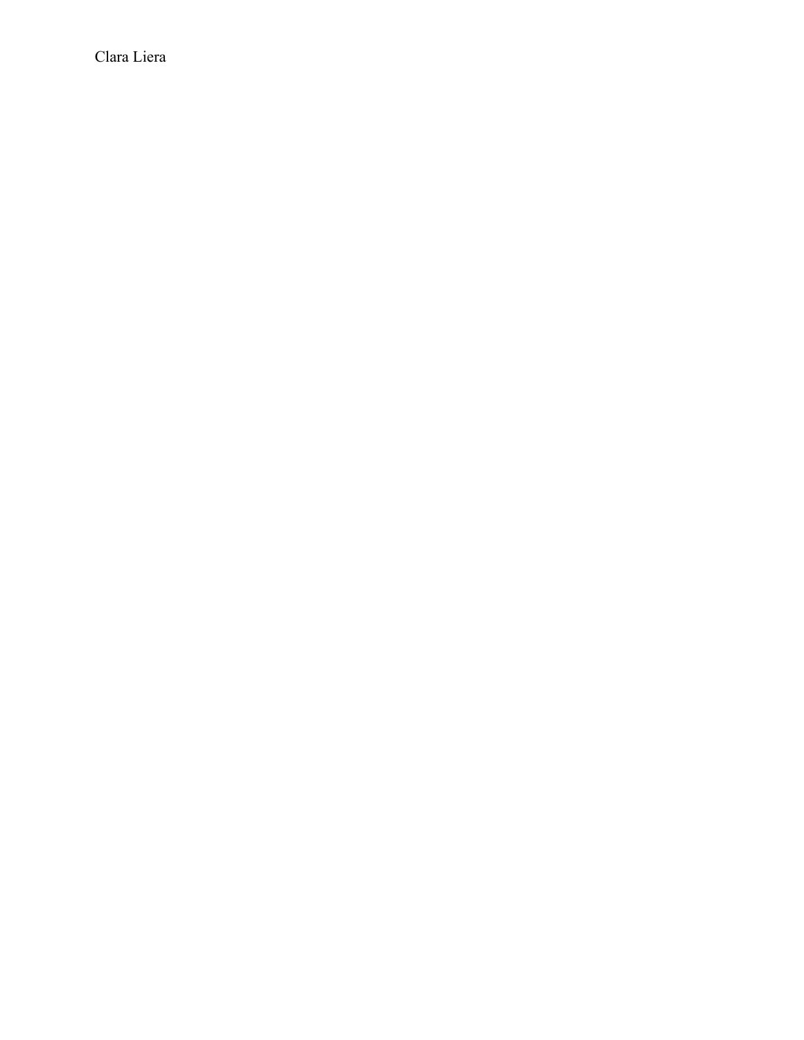Clara Liera